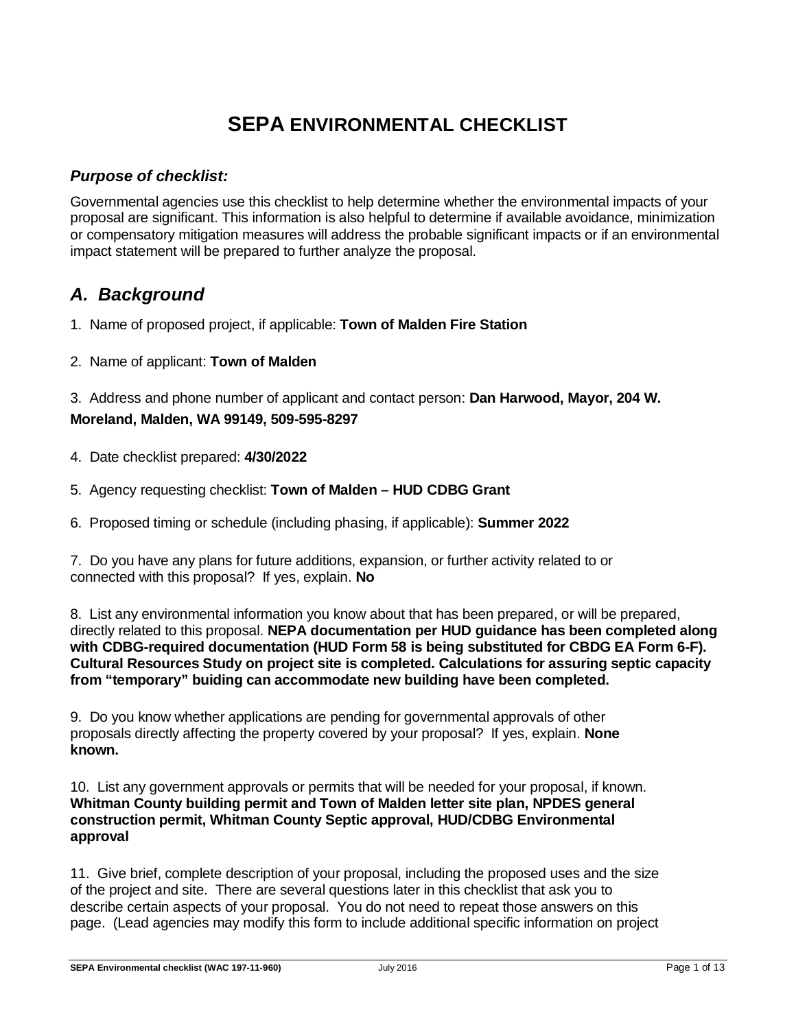# SEPA ENVIRONMENTAL CHECKLIST

### *Purpose of checklist:*

Governmental agencies use this checklist to help determine whether the environmental impacts of your proposal are significant. This information is also helpful to determine if available avoidance, minimization or compensatory mitigation measures will address the probable significant impacts or if an environmental impact statement will be prepared to further analyze the proposal.

## *A. Background*

1. Name of proposed project, if applicable: **Town of Malden Fire Station**

2. Name of applicant: **Town of Malden**

3. Address and phone number of applicant and contact person: **Dan Harwood, Mayor, 204 W. Moreland, Malden, WA 99149, 509-595-8297**

4. Date checklist prepared: **4/30/2022**

5. Agency requesting checklist: **Town of Malden – HUD CDBG Grant**

6. Proposed timing or schedule (including phasing, if applicable): **Summer 2022**

7. Do you have any plans for future additions, expansion, or further activity related to or connected with this proposal? If yes, explain. **No**

8. List any environmental information you know about that has been prepared, or will be prepared, directly related to this proposal. **NEPA documentation per HUD guidance has been completed along with CDBG-required documentation (HUD Form 58 is being substituted for CBDG EA Form 6-F). Cultural Resources Study on project site is completed. Calculations for assuring septic capacity from "temporary" buiding can accommodate new building have been completed.**

9. Do you know whether applications are pending for governmental approvals of other proposals directly affecting the property covered by your proposal? If yes, explain. **None known.**

10. List any government approvals or permits that will be needed for your proposal, if known. **Whitman County building permit and Town of Malden letter site plan, NPDES general construction permit, Whitman County Septic approval, HUD/CDBG Environmental approval**

11. Give brief, complete description of your proposal, including the proposed uses and the size of the project and site. There are several questions later in this checklist that ask you to describe certain aspects of your proposal. You do not need to repeat those answers on this page. (Lead agencies may modify this form to include additional specific information on project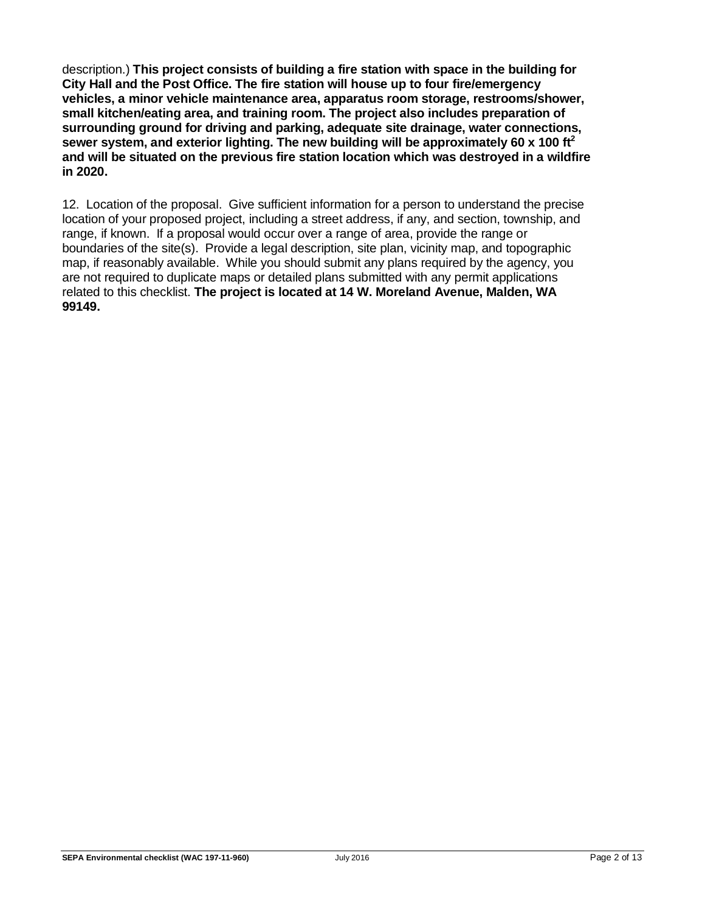description.) **This project consists of building a fire station with space in the building for City Hall and the Post Office. The fire station will house up to four fire/emergency vehicles, a minor vehicle maintenance area, apparatus room storage, restrooms/shower, small kitchen/eating area, and training room. The project also includes preparation of surrounding ground for driving and parking, adequate site drainage, water connections, sewer system, and exterior lighting. The new building will be approximately 60 x 100 ft$^2$ and will be situated on the previous fire station location which was destroyed in a wildfire in 2020.**

12. Location of the proposal. Give sufficient information for a person to understand the precise location of your proposed project, including a street address, if any, and section, township, and range, if known. If a proposal would occur over a range of area, provide the range or boundaries of the site(s). Provide a legal description, site plan, vicinity map, and topographic map, if reasonably available. While you should submit any plans required by the agency, you are not required to duplicate maps or detailed plans submitted with any permit applications related to this checklist. **The project is located at 14 W. Moreland Avenue, Malden, WA 99149.**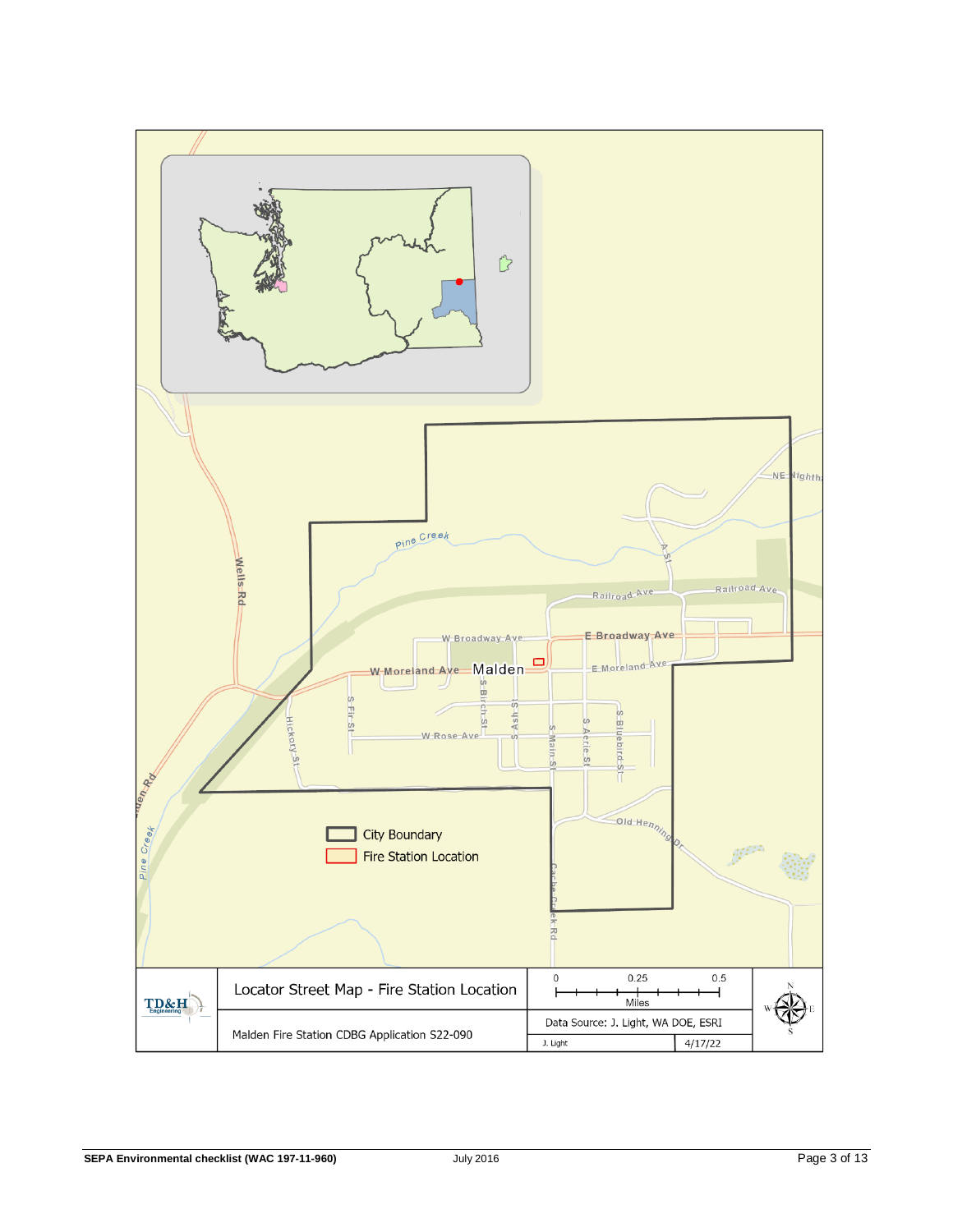Pine Creek

Wells Rd

A St

Railroad Ave

Railroad Ave

W Broadway Ave

E Broadway Ave

W Moreland Ave

Malden

E Moreland Ave

S Birch St

S Ash St

S Fir St

Hickory St

W Rose Ave

S Main St

S Aerie St

S Bluebird St

Old Henning Dr

Cache Creek Rd

Pine Creek

NE Nighth

City Boundary

Fire Station Location

| TD&H Engineering | Locator Street Map - Fire Station Location | 0 0.25 0.5 Miles |
|---|---|---|
| | Malden Fire Station CDBG Application S22-090 | Data Source: J. Light, WA DOE, ESRI |
| | | J. Light 4/17/22 |

SEPA Environmental checklist (WAC 197-11-960) July 2016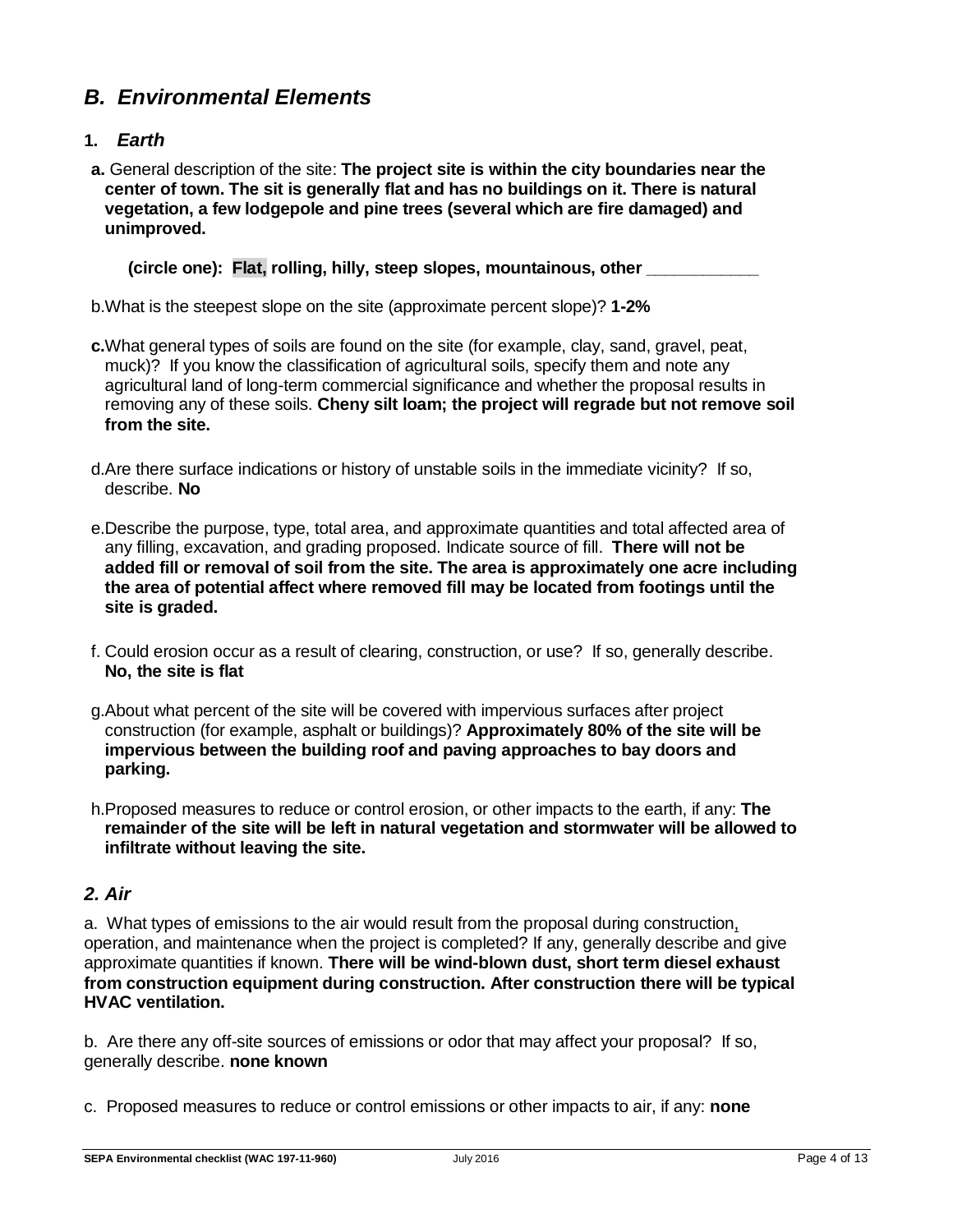## *B. Environmental Elements*

### 1. *Earth*

**a.** General description of the site: **The project site is within the city boundaries near the center of town. The sit is generally flat and has no buildings on it. There is natural vegetation, a few lodgepole and pine trees (several which are fire damaged) and unimproved.**

**(circle one): Flat, rolling, hilly, steep slopes, mountainous, other \_\_\_\_\_\_\_\_\_\_\_\_**

b. What is the steepest slope on the site (approximate percent slope)? **1-2%**

**c.** What general types of soils are found on the site (for example, clay, sand, gravel, peat, muck)? If you know the classification of agricultural soils, specify them and note any agricultural land of long-term commercial significance and whether the proposal results in removing any of these soils. **Cheny silt loam; the project will regrade but not remove soil from the site.**

d. Are there surface indications or history of unstable soils in the immediate vicinity? If so, describe. **No**

e. Describe the purpose, type, total area, and approximate quantities and total affected area of any filling, excavation, and grading proposed. Indicate source of fill. **There will not be added fill or removal of soil from the site. The area is approximately one acre including the area of potential affect where removed fill may be located from footings until the site is graded.**

f. Could erosion occur as a result of clearing, construction, or use? If so, generally describe. **No, the site is flat**

g. About what percent of the site will be covered with impervious surfaces after project construction (for example, asphalt or buildings)? **Approximately 80% of the site will be impervious between the building roof and paving approaches to bay doors and parking.**

h. Proposed measures to reduce or control erosion, or other impacts to the earth, if any: **The remainder of the site will be left in natural vegetation and stormwater will be allowed to infiltrate without leaving the site.**

### *2. Air*

a. What types of emissions to the air would result from the proposal during construction, operation, and maintenance when the project is completed? If any, generally describe and give approximate quantities if known. **There will be wind-blown dust, short term diesel exhaust from construction equipment during construction. After construction there will be typical HVAC ventilation.**

b. Are there any off-site sources of emissions or odor that may affect your proposal? If so, generally describe. **none known**

c. Proposed measures to reduce or control emissions or other impacts to air, if any: **none**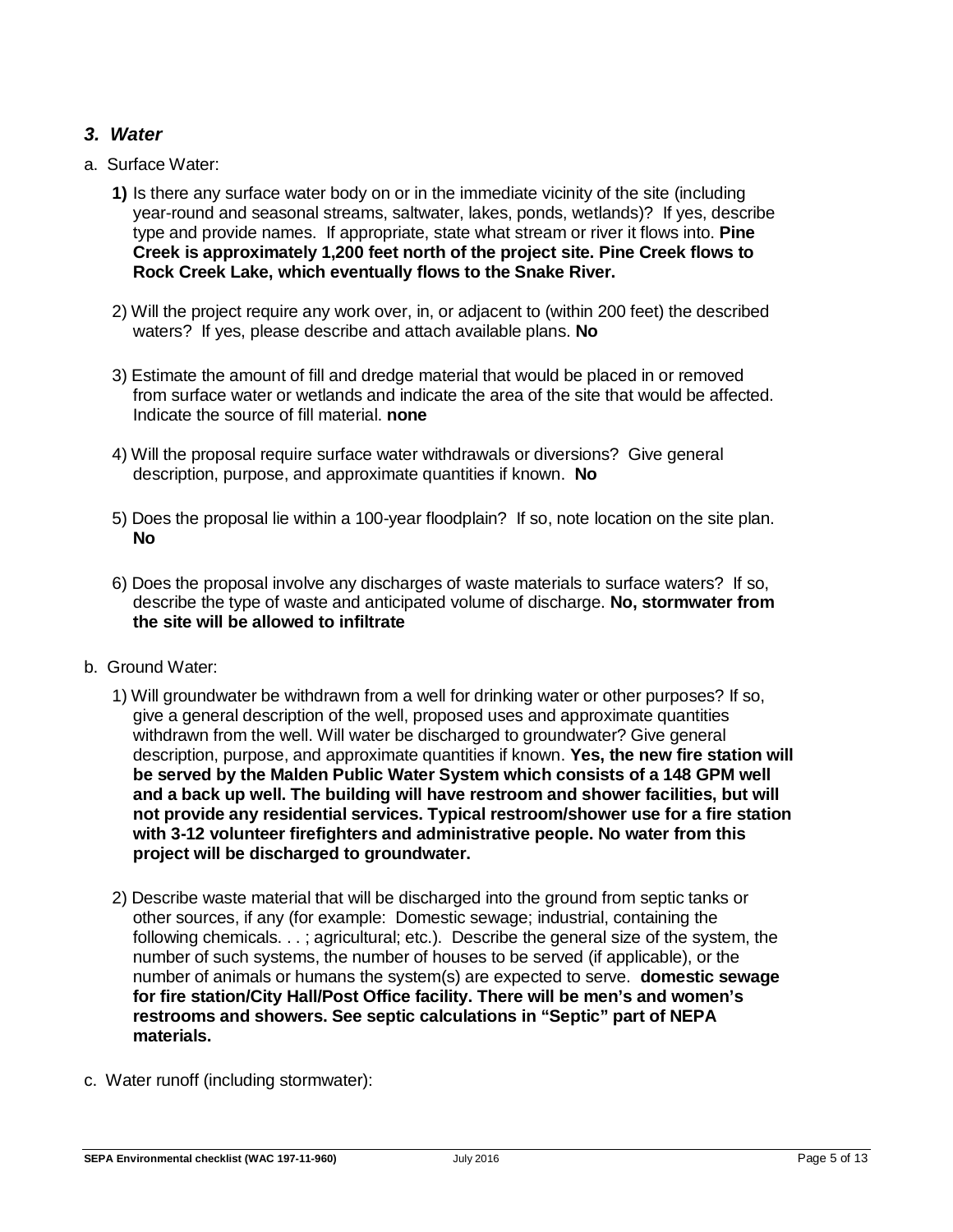## *3. Water*

a. Surface Water:

**1)** Is there any surface water body on or in the immediate vicinity of the site (including year-round and seasonal streams, saltwater, lakes, ponds, wetlands)? If yes, describe type and provide names. If appropriate, state what stream or river it flows into. **Pine Creek is approximately 1,200 feet north of the project site. Pine Creek flows to Rock Creek Lake, which eventually flows to the Snake River.**

2) Will the project require any work over, in, or adjacent to (within 200 feet) the described waters? If yes, please describe and attach available plans. **No**

3) Estimate the amount of fill and dredge material that would be placed in or removed from surface water or wetlands and indicate the area of the site that would be affected. Indicate the source of fill material. **none**

4) Will the proposal require surface water withdrawals or diversions? Give general description, purpose, and approximate quantities if known. **No**

5) Does the proposal lie within a 100-year floodplain? If so, note location on the site plan. **No**

6) Does the proposal involve any discharges of waste materials to surface waters? If so, describe the type of waste and anticipated volume of discharge. **No, stormwater from the site will be allowed to infiltrate**

b. Ground Water:

1) Will groundwater be withdrawn from a well for drinking water or other purposes? If so, give a general description of the well, proposed uses and approximate quantities withdrawn from the well. Will water be discharged to groundwater? Give general description, purpose, and approximate quantities if known. **Yes, the new fire station will be served by the Malden Public Water System which consists of a 148 GPM well and a back up well. The building will have restroom and shower facilities, but will not provide any residential services. Typical restroom/shower use for a fire station with 3-12 volunteer firefighters and administrative people. No water from this project will be discharged to groundwater.**

2) Describe waste material that will be discharged into the ground from septic tanks or other sources, if any (for example: Domestic sewage; industrial, containing the following chemicals. . . ; agricultural; etc.). Describe the general size of the system, the number of such systems, the number of houses to be served (if applicable), or the number of animals or humans the system(s) are expected to serve. **domestic sewage for fire station/City Hall/Post Office facility. There will be men's and women's restrooms and showers. See septic calculations in "Septic" part of NEPA materials.**

c. Water runoff (including stormwater):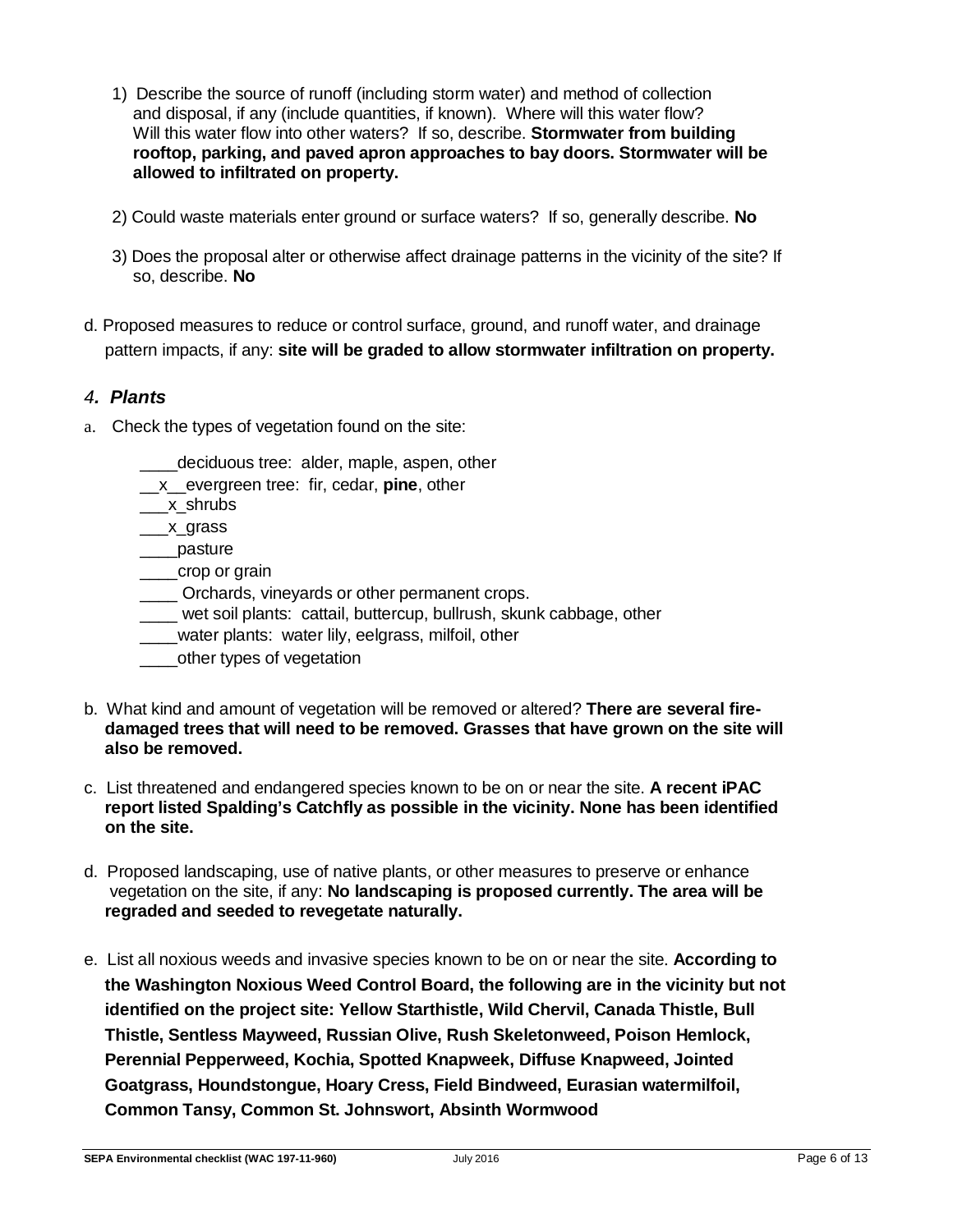1) Describe the source of runoff (including storm water) and method of collection and disposal, if any (include quantities, if known). Where will this water flow? Will this water flow into other waters? If so, describe. **Stormwater from building rooftop, parking, and paved apron approaches to bay doors. Stormwater will be allowed to infiltrated on property.**

2) Could waste materials enter ground or surface waters? If so, generally describe. **No**

3) Does the proposal alter or otherwise affect drainage patterns in the vicinity of the site? If so, describe. **No**

d. Proposed measures to reduce or control surface, ground, and runoff water, and drainage pattern impacts, if any: **site will be graded to allow stormwater infiltration on property.**

## *4. Plants*

a. Check the types of vegetation found on the site:

____deciduous tree: alder, maple, aspen, other
__x__evergreen tree: fir, cedar, **pine**, other
___x_shrubs
___x_grass
____pasture
____crop or grain
____ Orchards, vineyards or other permanent crops.
____ wet soil plants: cattail, buttercup, bullrush, skunk cabbage, other
____water plants: water lily, eelgrass, milfoil, other
____other types of vegetation

b. What kind and amount of vegetation will be removed or altered? **There are several fire-damaged trees that will need to be removed. Grasses that have grown on the site will also be removed.**

c. List threatened and endangered species known to be on or near the site. **A recent iPAC report listed Spalding's Catchfly as possible in the vicinity. None has been identified on the site.**

d. Proposed landscaping, use of native plants, or other measures to preserve or enhance vegetation on the site, if any: **No landscaping is proposed currently. The area will be regraded and seeded to revegetate naturally.**

e. List all noxious weeds and invasive species known to be on or near the site. **According to the Washington Noxious Weed Control Board, the following are in the vicinity but not identified on the project site: Yellow Starthistle, Wild Chervil, Canada Thistle, Bull Thistle, Sentless Mayweed, Russian Olive, Rush Skeletonweed, Poison Hemlock, Perennial Pepperweed, Kochia, Spotted Knapweek, Diffuse Knapweed, Jointed Goatgrass, Houndstongue, Hoary Cress, Field Bindweed, Eurasian watermilfoil, Common Tansy, Common St. Johnswort, Absinth Wormwood**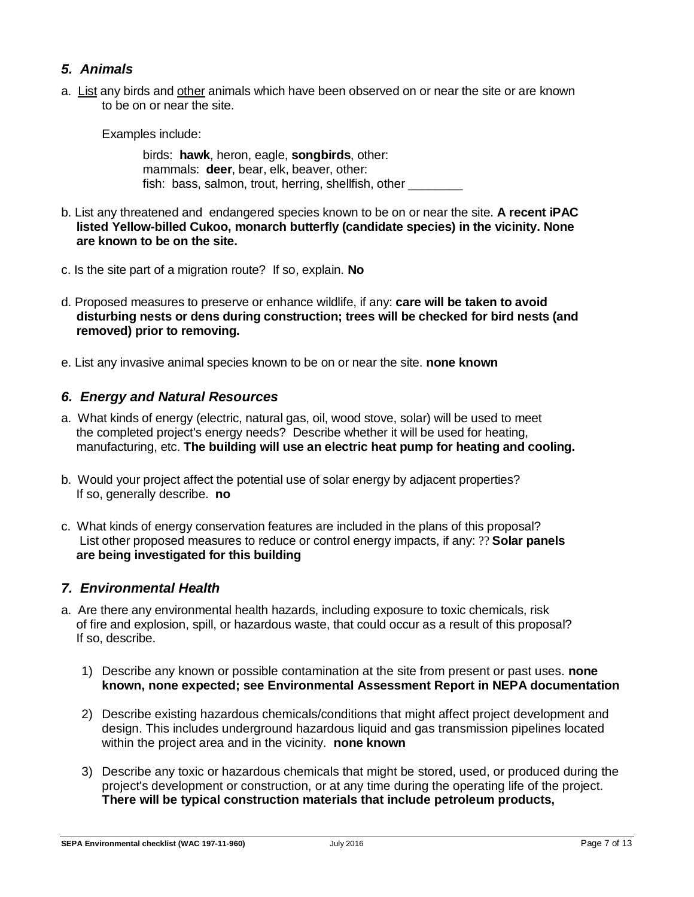### *5. Animals*

a. <u>List</u> any birds and <u>other</u> animals which have been observed on or near the site or are known to be on or near the site.

Examples include:

birds: **hawk**, heron, eagle, **songbirds**, other:
mammals: **deer**, bear, elk, beaver, other:
fish: bass, salmon, trout, herring, shellfish, other ________

b. List any threatened and endangered species known to be on or near the site. **A recent iPAC listed Yellow-billed Cukoo, monarch butterfly (candidate species) in the vicinity. None are known to be on the site.**

c. Is the site part of a migration route? If so, explain. **No**

d. Proposed measures to preserve or enhance wildlife, if any: **care will be taken to avoid disturbing nests or dens during construction; trees will be checked for bird nests (and removed) prior to removing.**

e. List any invasive animal species known to be on or near the site. **none known**

### *6. Energy and Natural Resources*

a. What kinds of energy (electric, natural gas, oil, wood stove, solar) will be used to meet the completed project's energy needs? Describe whether it will be used for heating, manufacturing, etc. **The building will use an electric heat pump for heating and cooling.**

b. Would your project affect the potential use of solar energy by adjacent properties? If so, generally describe. **no**

c. What kinds of energy conservation features are included in the plans of this proposal? List other proposed measures to reduce or control energy impacts, if any: ?? **Solar panels are being investigated for this building**

### *7. Environmental Health*

a. Are there any environmental health hazards, including exposure to toxic chemicals, risk of fire and explosion, spill, or hazardous waste, that could occur as a result of this proposal? If so, describe.

1) Describe any known or possible contamination at the site from present or past uses. **none known, none expected; see Environmental Assessment Report in NEPA documentation**

2) Describe existing hazardous chemicals/conditions that might affect project development and design. This includes underground hazardous liquid and gas transmission pipelines located within the project area and in the vicinity. **none known**

3) Describe any toxic or hazardous chemicals that might be stored, used, or produced during the project's development or construction, or at any time during the operating life of the project. **There will be typical construction materials that include petroleum products,**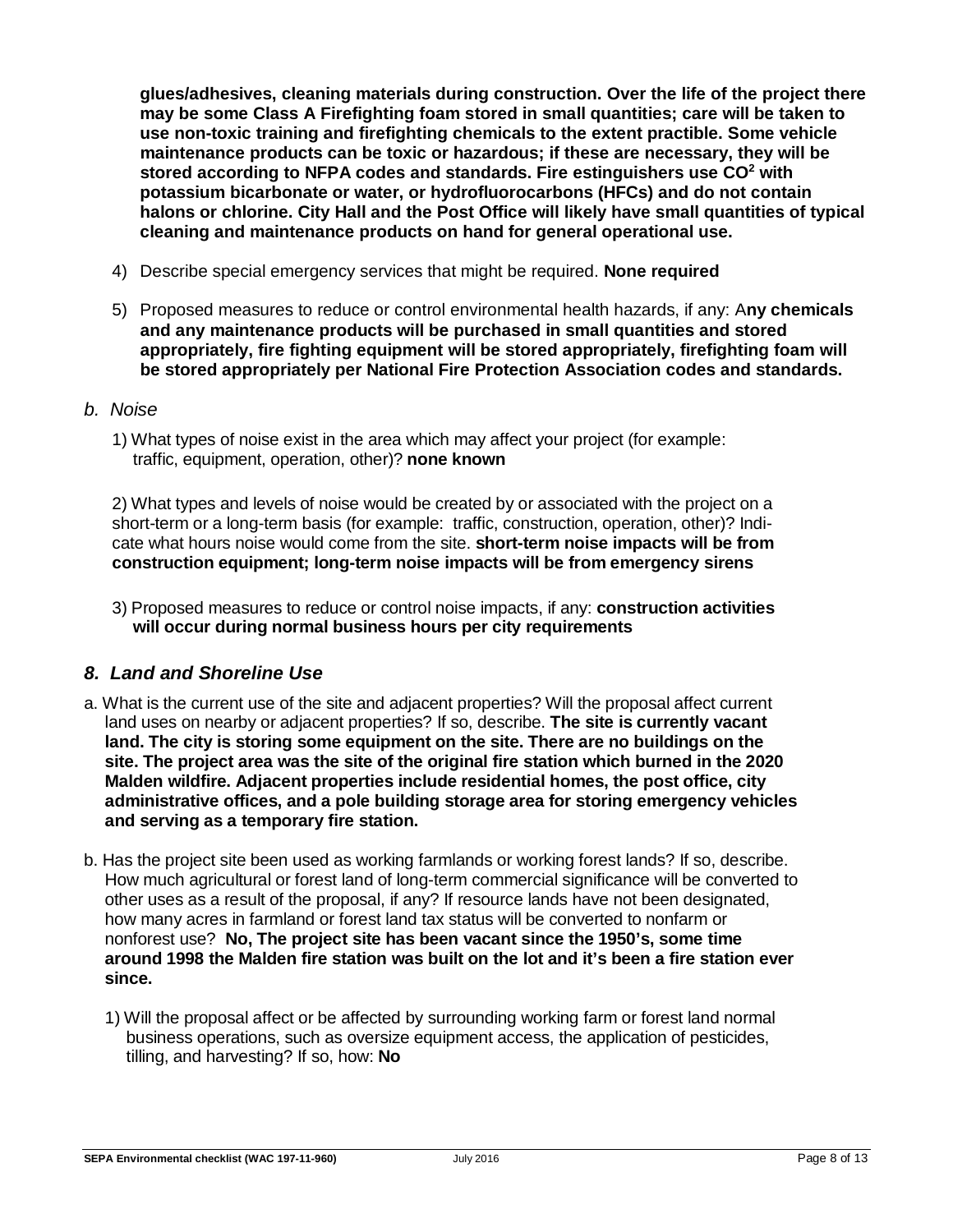**glues/adhesives, cleaning materials during construction. Over the life of the project there may be some Class A Firefighting foam stored in small quantities; care will be taken to use non-toxic training and firefighting chemicals to the extent practible. Some vehicle maintenance products can be toxic or hazardous; if these are necessary, they will be stored according to NFPA codes and standards. Fire estinguishers use $CO^2$ with potassium bicarbonate or water, or hydrofluorocarbons (HFCs) and do not contain halons or chlorine. City Hall and the Post Office will likely have small quantities of typical cleaning and maintenance products on hand for general operational use.**

4) Describe special emergency services that might be required. **None required**

5) Proposed measures to reduce or control environmental health hazards, if any: A**ny chemicals and any maintenance products will be purchased in small quantities and stored appropriately, fire fighting equipment will be stored appropriately, firefighting foam will be stored appropriately per National Fire Protection Association codes and standards.**

*b. Noise*

1) What types of noise exist in the area which may affect your project (for example: traffic, equipment, operation, other)? **none known**

2) What types and levels of noise would be created by or associated with the project on a short-term or a long-term basis (for example: traffic, construction, operation, other)? Indicate what hours noise would come from the site. **short-term noise impacts will be from construction equipment; long-term noise impacts will be from emergency sirens**

3) Proposed measures to reduce or control noise impacts, if any: **construction activities will occur during normal business hours per city requirements**

## *8. Land and Shoreline Use*

a. What is the current use of the site and adjacent properties? Will the proposal affect current land uses on nearby or adjacent properties? If so, describe. **The site is currently vacant land. The city is storing some equipment on the site. There are no buildings on the site. The project area was the site of the original fire station which burned in the 2020 Malden wildfire. Adjacent properties include residential homes, the post office, city administrative offices, and a pole building storage area for storing emergency vehicles and serving as a temporary fire station.**

b. Has the project site been used as working farmlands or working forest lands? If so, describe. How much agricultural or forest land of long-term commercial significance will be converted to other uses as a result of the proposal, if any? If resource lands have not been designated, how many acres in farmland or forest land tax status will be converted to nonfarm or nonforest use? **No, The project site has been vacant since the 1950's, some time around 1998 the Malden fire station was built on the lot and it's been a fire station ever since.**

1) Will the proposal affect or be affected by surrounding working farm or forest land normal business operations, such as oversize equipment access, the application of pesticides, tilling, and harvesting? If so, how: **No**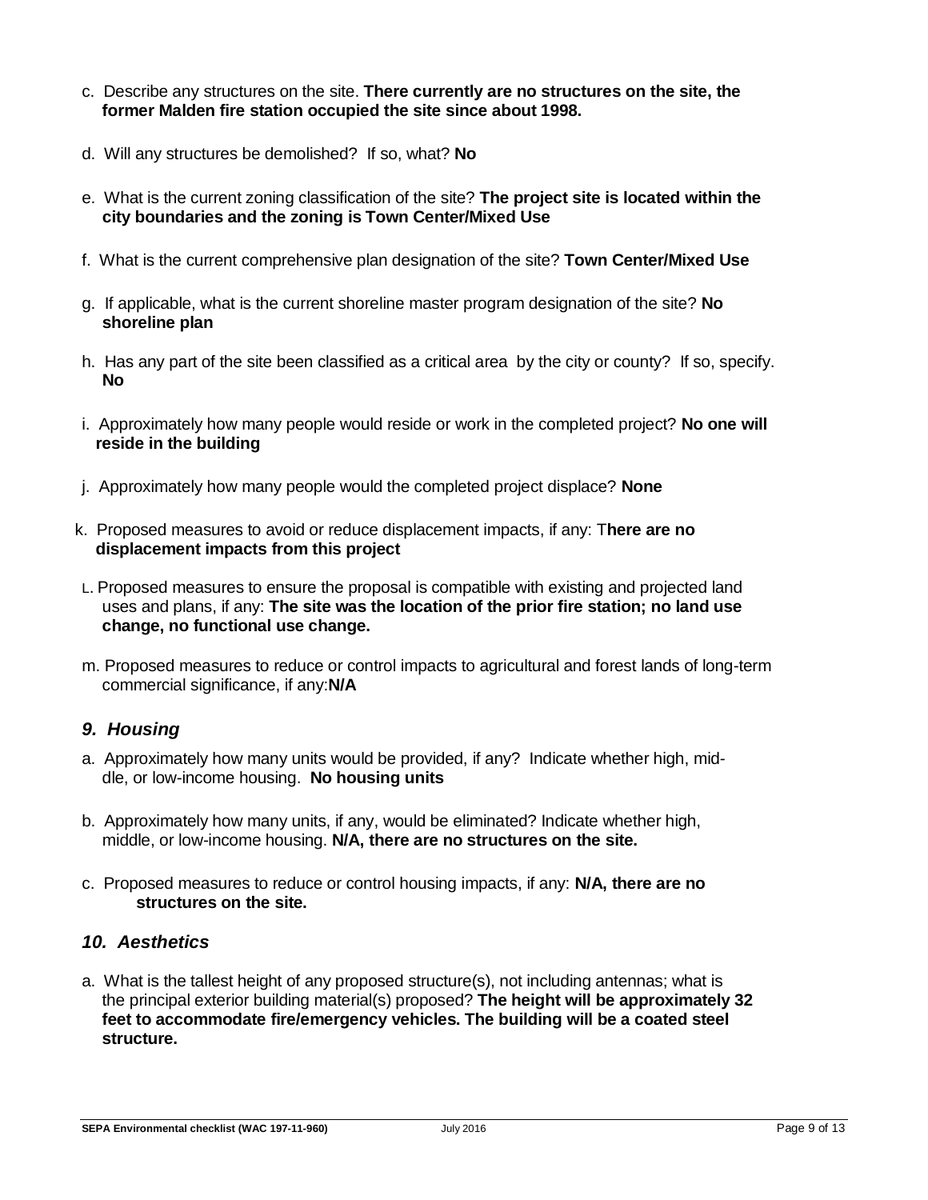c. Describe any structures on the site. **There currently are no structures on the site, the former Malden fire station occupied the site since about 1998.**

d. Will any structures be demolished? If so, what? **No**

e. What is the current zoning classification of the site? **The project site is located within the city boundaries and the zoning is Town Center/Mixed Use**

f. What is the current comprehensive plan designation of the site? **Town Center/Mixed Use**

g. If applicable, what is the current shoreline master program designation of the site? **No shoreline plan**

h. Has any part of the site been classified as a critical area by the city or county? If so, specify. **No**

i. Approximately how many people would reside or work in the completed project? **No one will reside in the building**

j. Approximately how many people would the completed project displace? **None**

k. Proposed measures to avoid or reduce displacement impacts, if any: T**here are no displacement impacts from this project**

L. Proposed measures to ensure the proposal is compatible with existing and projected land uses and plans, if any: **The site was the location of the prior fire station; no land use change, no functional use change.**

m. Proposed measures to reduce or control impacts to agricultural and forest lands of long-term commercial significance, if any:**N/A**

### *9. Housing*

a. Approximately how many units would be provided, if any? Indicate whether high, middle, or low-income housing. **No housing units**

b. Approximately how many units, if any, would be eliminated? Indicate whether high, middle, or low-income housing. **N/A, there are no structures on the site.**

c. Proposed measures to reduce or control housing impacts, if any: **N/A, there are no structures on the site.**

### *10. Aesthetics*

a. What is the tallest height of any proposed structure(s), not including antennas; what is the principal exterior building material(s) proposed? **The height will be approximately 32 feet to accommodate fire/emergency vehicles. The building will be a coated steel structure.**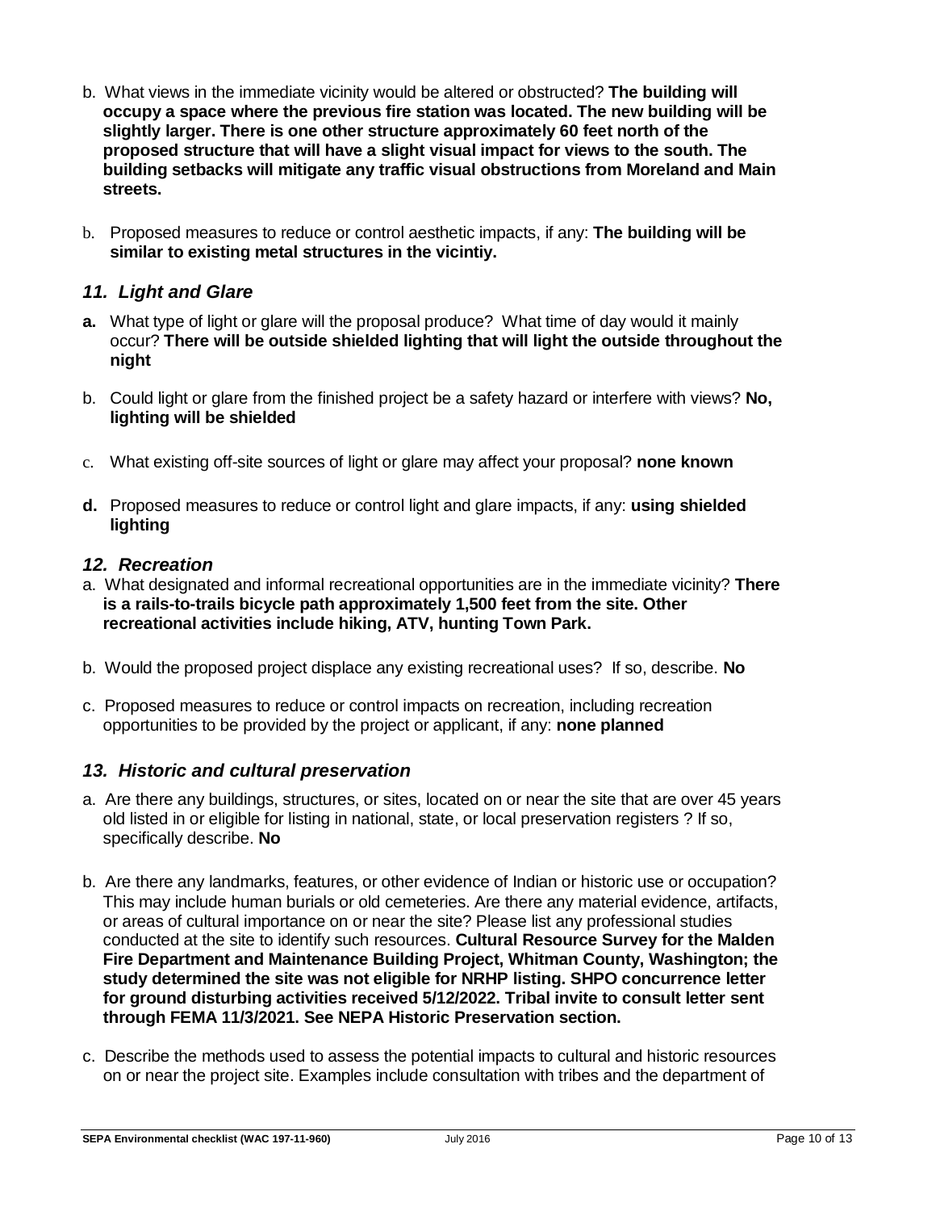b. What views in the immediate vicinity would be altered or obstructed? **The building will occupy a space where the previous fire station was located. The new building will be slightly larger. There is one other structure approximately 60 feet north of the proposed structure that will have a slight visual impact for views to the south. The building setbacks will mitigate any traffic visual obstructions from Moreland and Main streets.**

b. Proposed measures to reduce or control aesthetic impacts, if any: **The building will be similar to existing metal structures in the vicintiy.**

### *11. Light and Glare*

**a.** What type of light or glare will the proposal produce? What time of day would it mainly occur? **There will be outside shielded lighting that will light the outside throughout the night**

b. Could light or glare from the finished project be a safety hazard or interfere with views? **No, lighting will be shielded**

c. What existing off-site sources of light or glare may affect your proposal? **none known**

**d.** Proposed measures to reduce or control light and glare impacts, if any: **using shielded lighting**

### *12. Recreation*

a. What designated and informal recreational opportunities are in the immediate vicinity? **There is a rails-to-trails bicycle path approximately 1,500 feet from the site. Other recreational activities include hiking, ATV, hunting Town Park.**

b. Would the proposed project displace any existing recreational uses? If so, describe. **No**

c. Proposed measures to reduce or control impacts on recreation, including recreation opportunities to be provided by the project or applicant, if any: **none planned**

### *13. Historic and cultural preservation*

a. Are there any buildings, structures, or sites, located on or near the site that are over 45 years old listed in or eligible for listing in national, state, or local preservation registers ? If so, specifically describe. **No**

b. Are there any landmarks, features, or other evidence of Indian or historic use or occupation? This may include human burials or old cemeteries. Are there any material evidence, artifacts, or areas of cultural importance on or near the site? Please list any professional studies conducted at the site to identify such resources. **Cultural Resource Survey for the Malden Fire Department and Maintenance Building Project, Whitman County, Washington; the study determined the site was not eligible for NRHP listing. SHPO concurrence letter for ground disturbing activities received 5/12/2022. Tribal invite to consult letter sent through FEMA 11/3/2021. See NEPA Historic Preservation section.**

c. Describe the methods used to assess the potential impacts to cultural and historic resources on or near the project site. Examples include consultation with tribes and the department of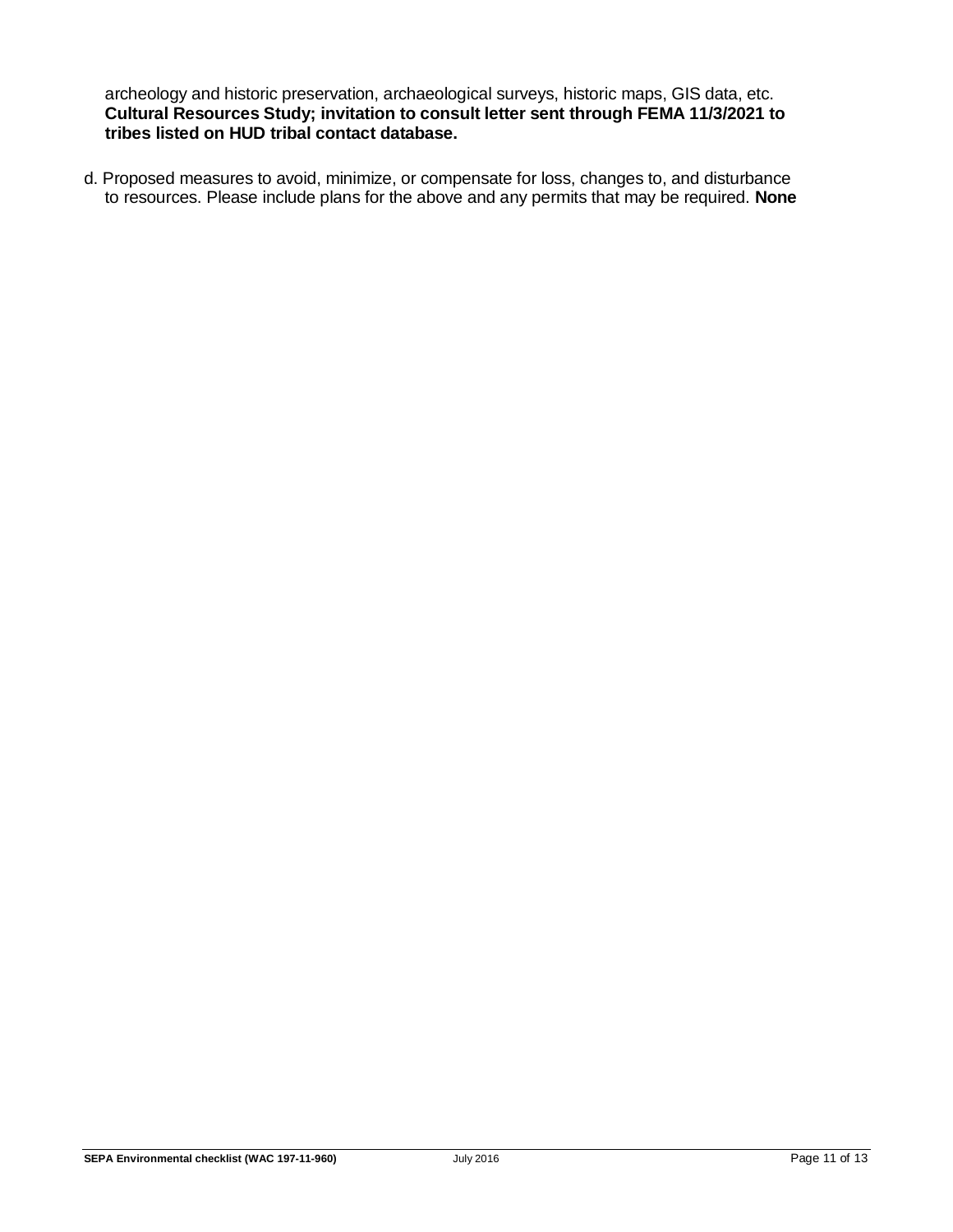archeology and historic preservation, archaeological surveys, historic maps, GIS data, etc. **Cultural Resources Study; invitation to consult letter sent through FEMA 11/3/2021 to tribes listed on HUD tribal contact database.**

d. Proposed measures to avoid, minimize, or compensate for loss, changes to, and disturbance to resources. Please include plans for the above and any permits that may be required. **None**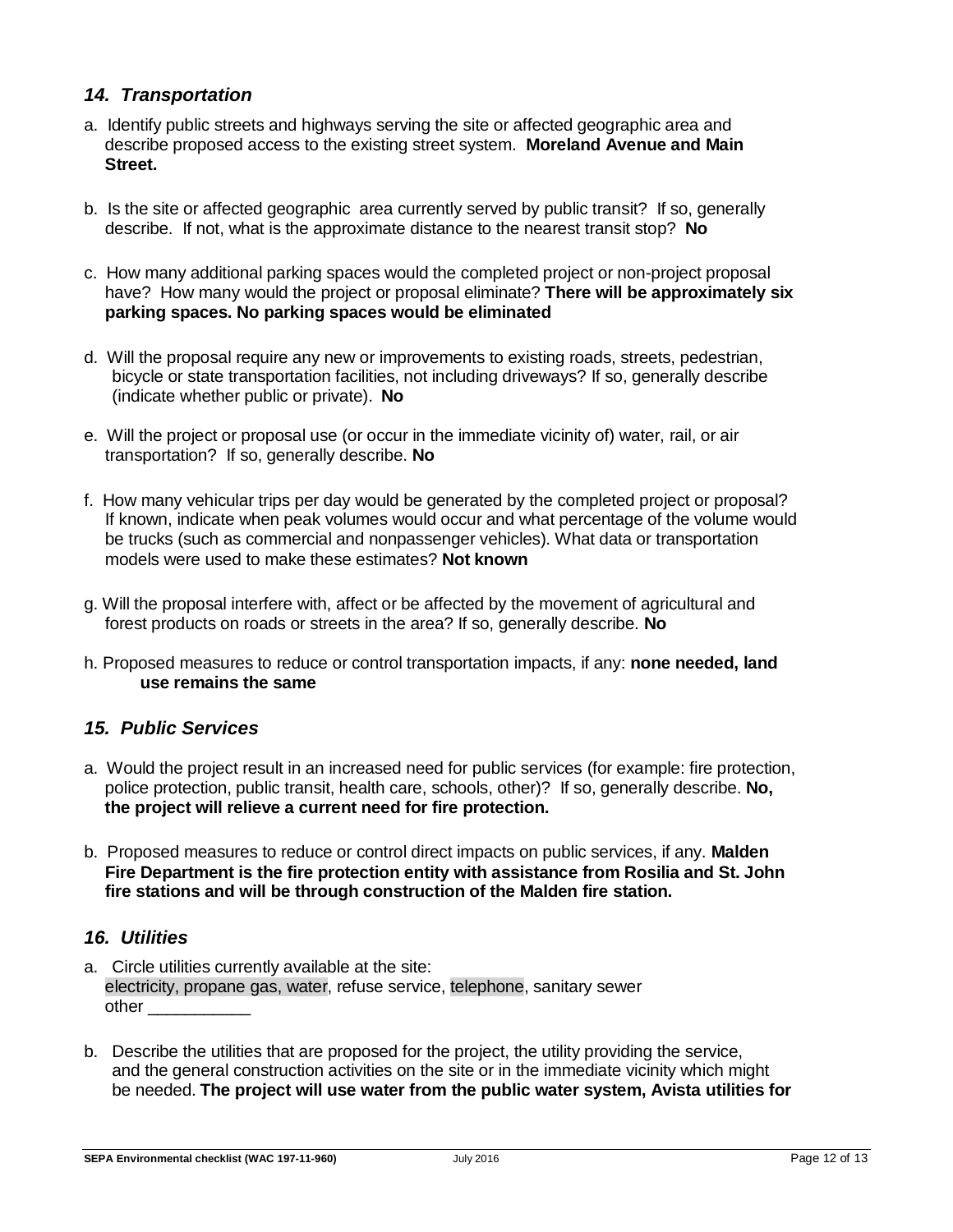### *14. Transportation*

a. Identify public streets and highways serving the site or affected geographic area and describe proposed access to the existing street system. **Moreland Avenue and Main Street.**

b. Is the site or affected geographic area currently served by public transit? If so, generally describe. If not, what is the approximate distance to the nearest transit stop? **No**

c. How many additional parking spaces would the completed project or non-project proposal have? How many would the project or proposal eliminate? **There will be approximately six parking spaces. No parking spaces would be eliminated**

d. Will the proposal require any new or improvements to existing roads, streets, pedestrian, bicycle or state transportation facilities, not including driveways? If so, generally describe (indicate whether public or private). **No**

e. Will the project or proposal use (or occur in the immediate vicinity of) water, rail, or air transportation? If so, generally describe. **No**

f. How many vehicular trips per day would be generated by the completed project or proposal? If known, indicate when peak volumes would occur and what percentage of the volume would be trucks (such as commercial and nonpassenger vehicles). What data or transportation models were used to make these estimates? **Not known**

g. Will the proposal interfere with, affect or be affected by the movement of agricultural and forest products on roads or streets in the area? If so, generally describe. **No**

h. Proposed measures to reduce or control transportation impacts, if any: **none needed, land use remains the same**

### *15. Public Services*

a. Would the project result in an increased need for public services (for example: fire protection, police protection, public transit, health care, schools, other)? If so, generally describe. **No, the project will relieve a current need for fire protection.**

b. Proposed measures to reduce or control direct impacts on public services, if any. **Malden Fire Department is the fire protection entity with assistance from Rosilia and St. John fire stations and will be through construction of the Malden fire station.**

### *16. Utilities*

a. Circle utilities currently available at the site:
electricity, propane gas, water, refuse service, telephone, sanitary sewer
other ___________

b. Describe the utilities that are proposed for the project, the utility providing the service, and the general construction activities on the site or in the immediate vicinity which might be needed. **The project will use water from the public water system, Avista utilities for**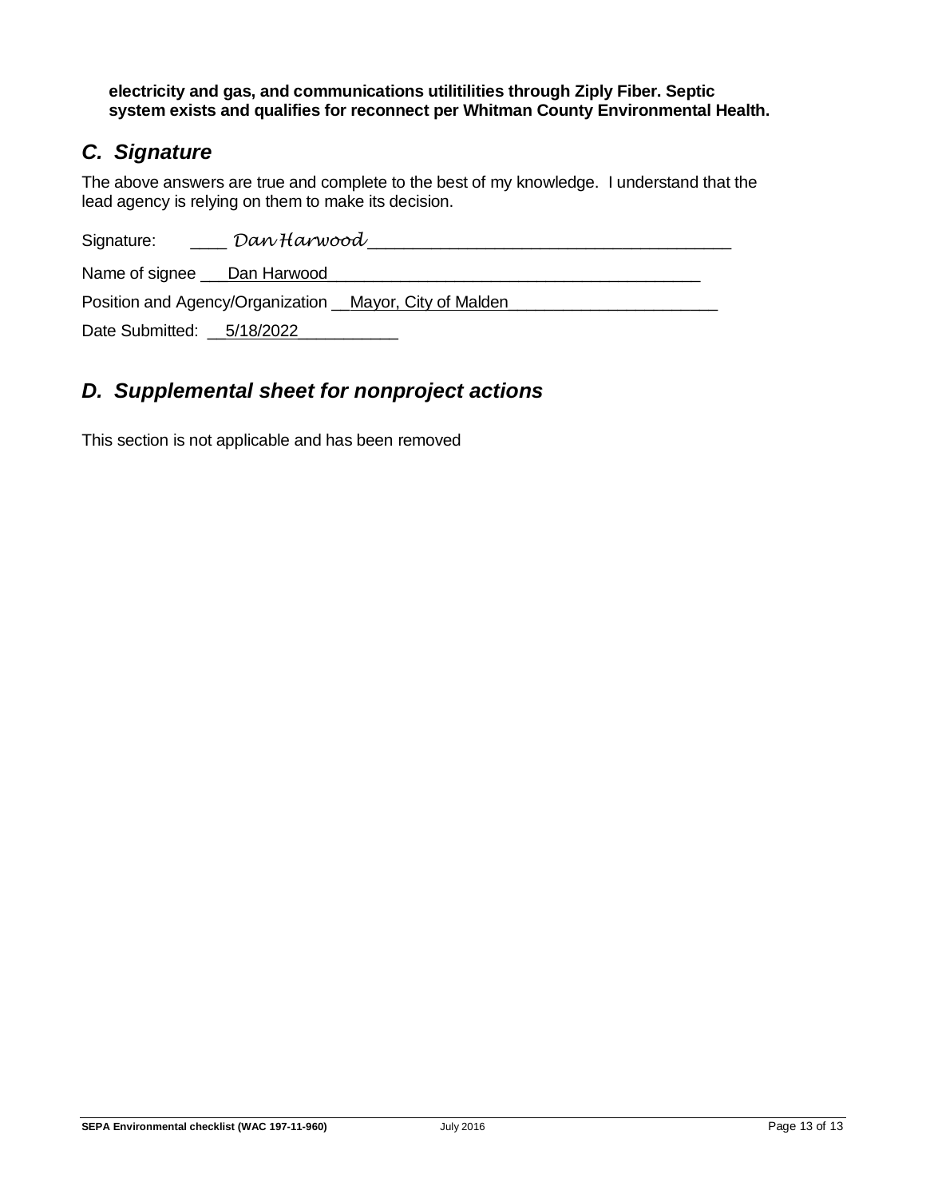**electricity and gas, and communications utilitilities through Ziply Fiber. Septic system exists and qualifies for reconnect per Whitman County Environmental Health.**

## *C. Signature*

The above answers are true and complete to the best of my knowledge. I understand that the lead agency is relying on them to make its decision.

Signature: ____ *Dan Harwood* ________________________________________

Name of signee ___Dan Harwood__________________________________________

Position and Agency/Organization __Mayor, City of Malden______________________

Date Submitted: __5/18/2022___________

## *D. Supplemental sheet for nonproject actions*

This section is not applicable and has been removed